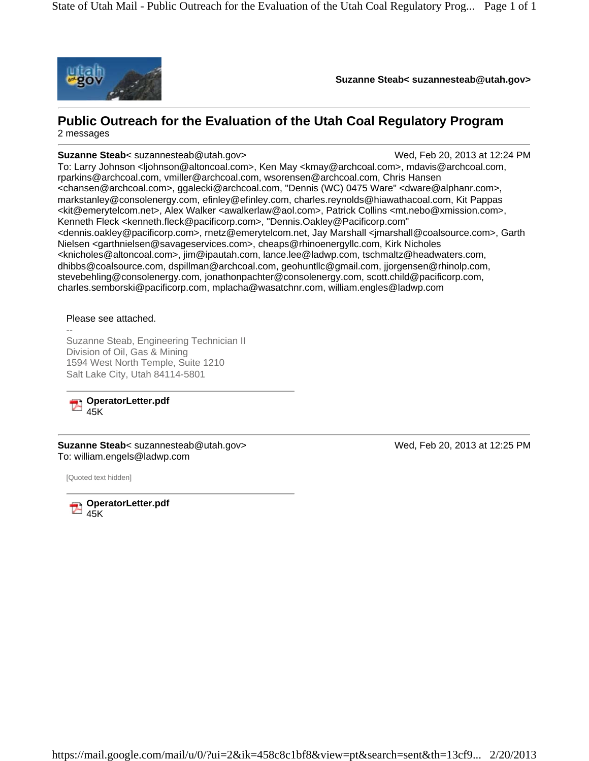**Suzanne Steab< suzannesteab@utah.gov>**

# Public Outreach for the Evaluation of the Utah Coal Regulatory Program

2 messages

---

**Suzanne Steab**< suzannesteab@utah.gov> Wed, Feb 20, 2013 at 12:24 PM

To: Larry Johnson <ljohnson@altoncoal.com>, Ken May <kmay@archcoal.com>, mdavis@archcoal.com, rparkins@archcoal.com, vmiller@archcoal.com, wsorensen@archcoal.com, Chris Hansen <chansen@archcoal.com>, ggalecki@archcoal.com, "Dennis (WC) 0475 Ware" <dware@alphanr.com>, markstanley@consolenergy.com, efinley@efinley.com, charles.reynolds@hiawathacoal.com, Kit Pappas <kit@emerytelcom.net>, Alex Walker <awalkerlaw@aol.com>, Patrick Collins <mt.nebo@xmission.com>, Kenneth Fleck <kenneth.fleck@pacificorp.com>, "Dennis.Oakley@Pacificorp.com" <dennis.oakley@pacificorp.com>, rnetz@emerytelcom.net, Jay Marshall <jmarshall@coalsource.com>, Garth Nielsen <garthnielsen@savageservices.com>, cheaps@rhinoenergyllc.com, Kirk Nicholes <knicholes@altoncoal.com>, jim@ipautah.com, lance.lee@ladwp.com, tschmaltz@headwaters.com, dhibbs@coalsource.com, dspillman@archcoal.com, geohuntllc@gmail.com, jjorgensen@rhinolp.com, stevebehling@consolenergy.com, jonathonpachter@consolenergy.com, scott.child@pacificorp.com, charles.semborski@pacificorp.com, mplacha@wasatchnr.com, william.engles@ladwp.com

Please see attached.

--
Suzanne Steab, Engineering Technician II
Division of Oil, Gas & Mining
1594 West North Temple, Suite 1210
Salt Lake City, Utah 84114-5801

**OperatorLetter.pdf**
45K

---

**Suzanne Steab**< suzannesteab@utah.gov> Wed, Feb 20, 2013 at 12:25 PM

To: william.engels@ladwp.com

[Quoted text hidden]

**OperatorLetter.pdf**
45K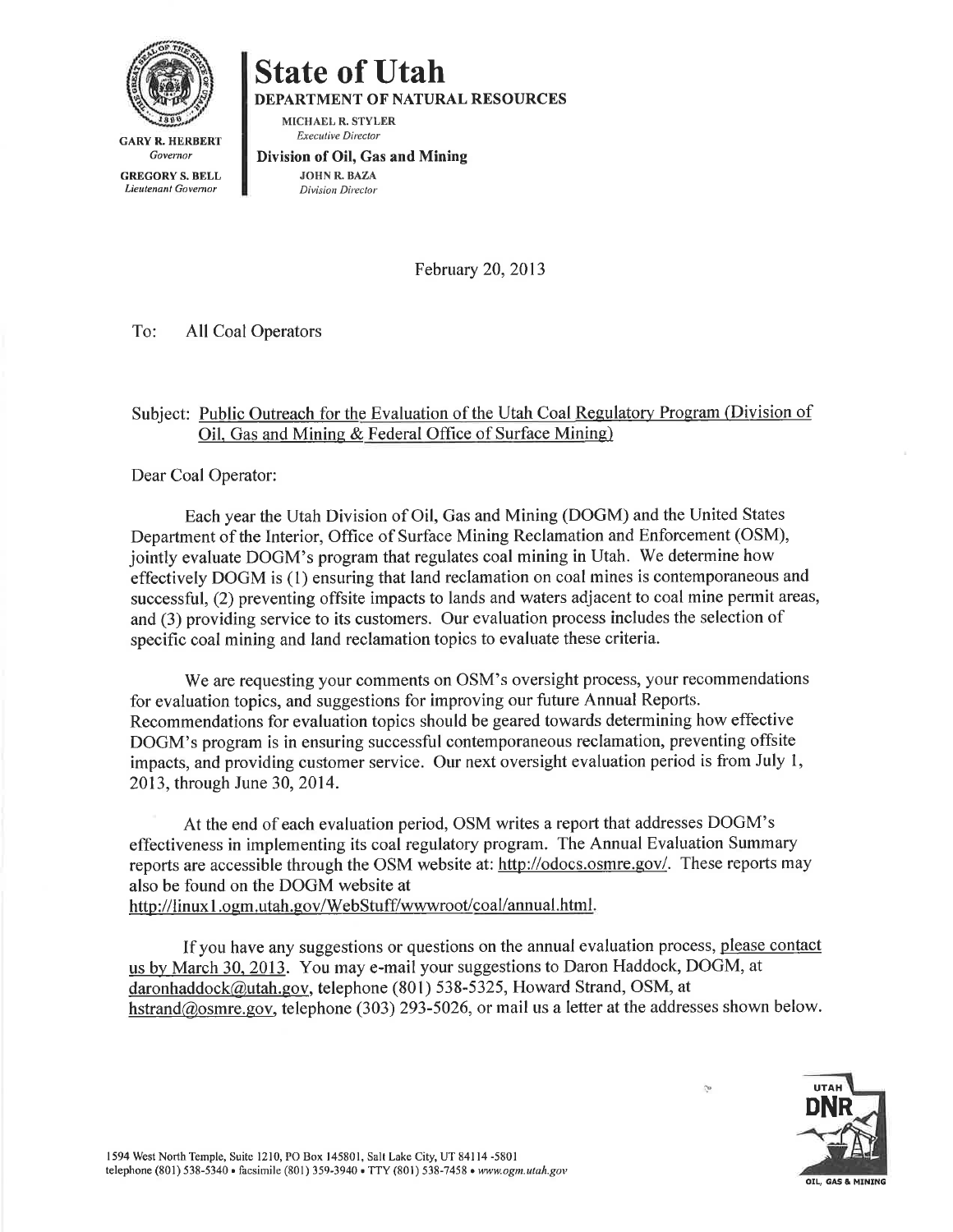# State of Utah

**DEPARTMENT OF NATURAL RESOURCES**

MICHAEL R. STYLER
*Executive Director*

**Division of Oil, Gas and Mining**

JOHN R. BAZA
*Division Director*

GARY R. HERBERT
*Governor*

GREGORY S. BELL
*Lieutenant Governor*

February 20, 2013

To: All Coal Operators

Subject: Public Outreach for the Evaluation of the Utah Coal Regulatory Program (Division of Oil, Gas and Mining & Federal Office of Surface Mining)

Dear Coal Operator:

Each year the Utah Division of Oil, Gas and Mining (DOGM) and the United States Department of the Interior, Office of Surface Mining Reclamation and Enforcement (OSM), jointly evaluate DOGM's program that regulates coal mining in Utah. We determine how effectively DOGM is (1) ensuring that land reclamation on coal mines is contemporaneous and successful, (2) preventing offsite impacts to lands and waters adjacent to coal mine permit areas, and (3) providing service to its customers. Our evaluation process includes the selection of specific coal mining and land reclamation topics to evaluate these criteria.

We are requesting your comments on OSM's oversight process, your recommendations for evaluation topics, and suggestions for improving our future Annual Reports. Recommendations for evaluation topics should be geared towards determining how effective DOGM's program is in ensuring successful contemporaneous reclamation, preventing offsite impacts, and providing customer service. Our next oversight evaluation period is from July 1, 2013, through June 30, 2014.

At the end of each evaluation period, OSM writes a report that addresses DOGM's effectiveness in implementing its coal regulatory program. The Annual Evaluation Summary reports are accessible through the OSM website at: http://odocs.osmre.gov/. These reports may also be found on the DOGM website at http://linux1.ogm.utah.gov/WebStuff/wwwroot/coal/annual.html.

If you have any suggestions or questions on the annual evaluation process, please contact us by March 30, 2013. You may e-mail your suggestions to Daron Haddock, DOGM, at daronhaddock@utah.gov, telephone (801) 538-5325, Howard Strand, OSM, at hstrand@osmre.gov, telephone (303) 293-5026, or mail us a letter at the addresses shown below.

1594 West North Temple, Suite 1210, PO Box 145801, Salt Lake City, UT 84114-5801
telephone (801) 538-5340 • facsimile (801) 359-3940 • TTY (801) 538-7458 • *www.ogm.utah.gov*

UTAH DNR OIL, GAS & MINING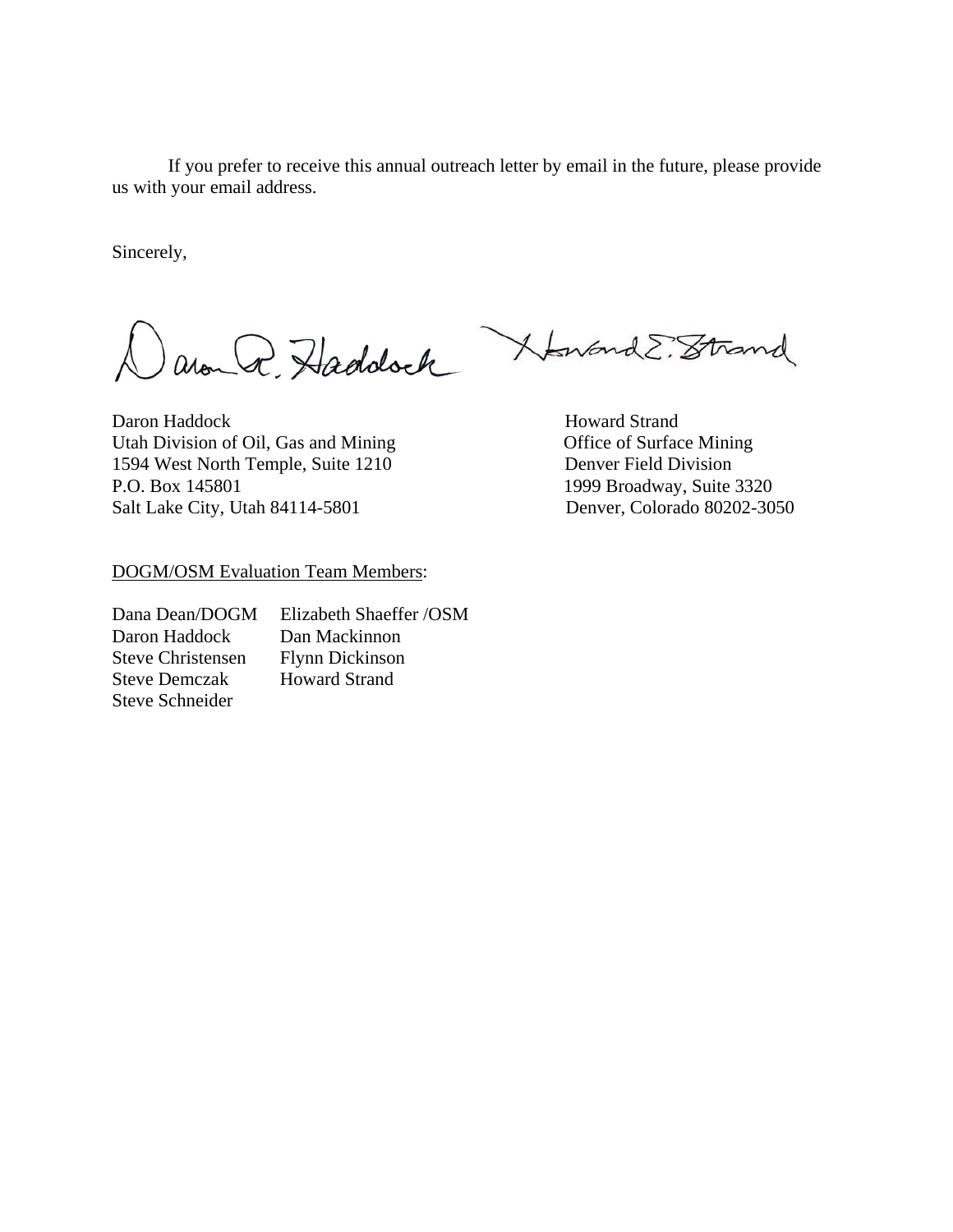If you prefer to receive this annual outreach letter by email in the future, please provide us with your email address.

Sincerely,

Daron Haddock
Utah Division of Oil, Gas and Mining
1594 West North Temple, Suite 1210
P.O. Box 145801
Salt Lake City, Utah 84114-5801

Howard Strand
Office of Surface Mining
Denver Field Division
1999 Broadway, Suite 3320
Denver, Colorado 80202-3050

<u>DOGM/OSM Evaluation Team Members</u>:

| | |
|---|---|
| Dana Dean/DOGM | Elizabeth Shaeffer /OSM |
| Daron Haddock | Dan Mackinnon |
| Steve Christensen | Flynn Dickinson |
| Steve Demczak | Howard Strand |
| Steve Schneider | |